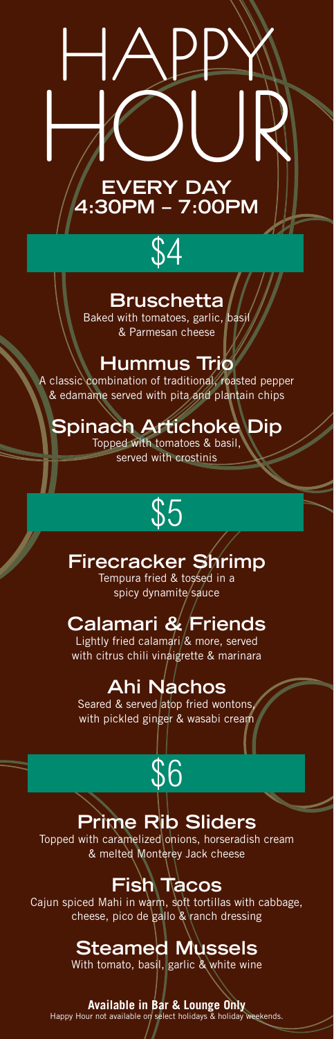# HAPPY HOUR

**EVERY DAY**
**4:30PM – 7:00PM**

## $4

### Bruschetta
Baked with tomatoes, garlic, basil & Parmesan cheese

### Hummus Trio
A classic combination of traditional, roasted pepper & edamame served with pita and plantain chips

### Spinach Artichoke Dip
Topped with tomatoes & basil, served with crostinis

## $5

### Firecracker Shrimp
Tempura fried & tossed in a spicy dynamite sauce

### Calamari & Friends
Lightly fried calamari & more, served with citrus chili vinaigrette & marinara

### Ahi Nachos
Seared & served atop fried wontons, with pickled ginger & wasabi cream

## $6

### Prime Rib Sliders
Topped with caramelized onions, horseradish cream & melted Monterey Jack cheese

### Fish Tacos
Cajun spiced Mahi in warm, soft tortillas with cabbage, cheese, pico de gallo & ranch dressing

### Steamed Mussels
With tomato, basil, garlic & white wine

**Available in Bar & Lounge Only**
Happy Hour not available on select holidays & holiday weekends.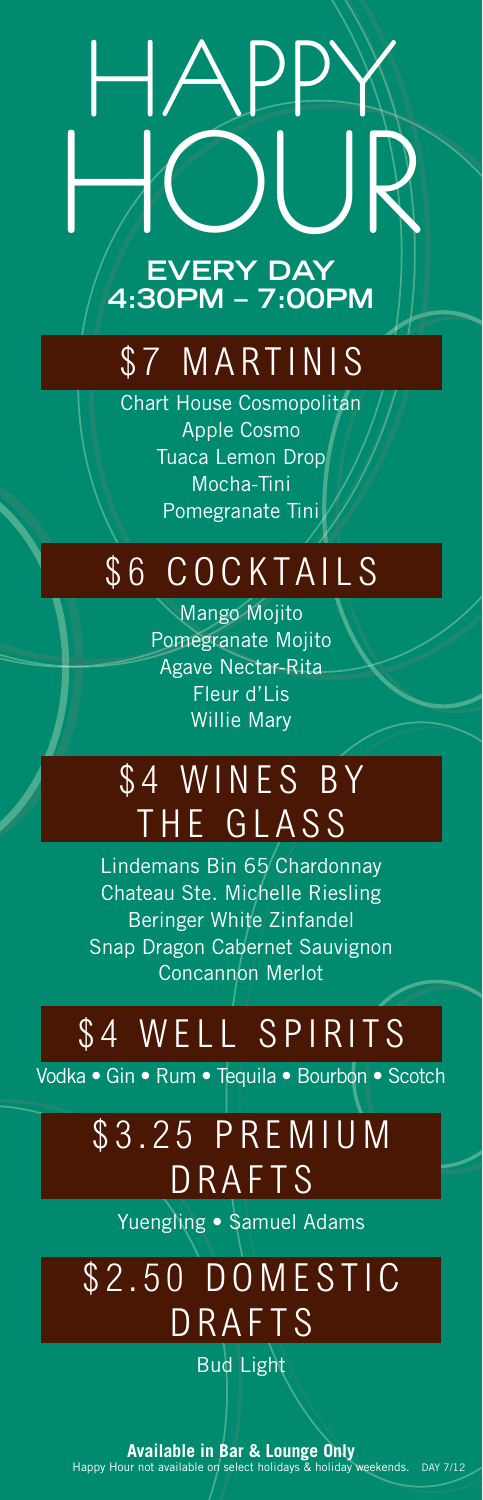# HAPPY HOUR

**EVERY DAY**
**4:30PM – 7:00PM**

## $7 MARTINIS

Chart House Cosmopolitan
Apple Cosmo
Tuaca Lemon Drop
Mocha-Tini
Pomegranate Tini

## $6 COCKTAILS

Mango Mojito
Pomegranate Mojito
Agave Nectar-Rita
Fleur d'Lis
Willie Mary

## $4 WINES BY THE GLASS

Lindemans Bin 65 Chardonnay
Chateau Ste. Michelle Riesling
Beringer White Zinfandel
Snap Dragon Cabernet Sauvignon
Concannon Merlot

## $4 WELL SPIRITS

Vodka • Gin • Rum • Tequila • Bourbon • Scotch

## $3.25 PREMIUM DRAFTS

Yuengling • Samuel Adams

## $2.50 DOMESTIC DRAFTS

Bud Light

**Available in Bar & Lounge Only**
Happy Hour not available on select holidays & holiday weekends. DAY 7/12